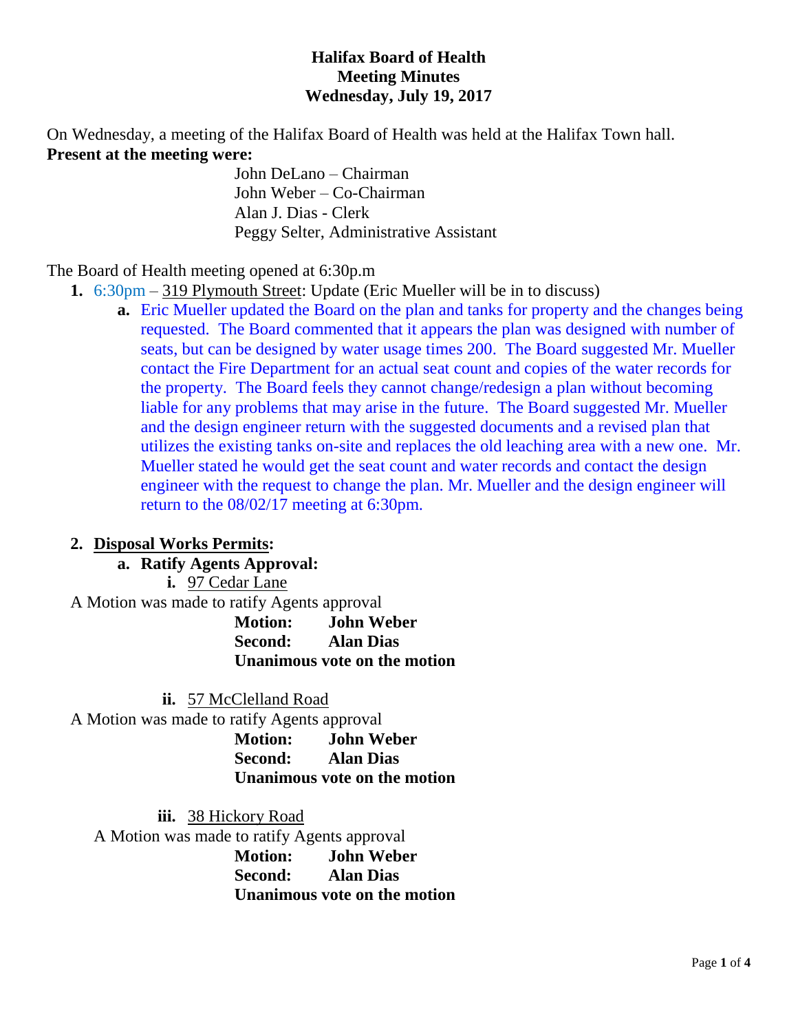# Halifax Board of Health
## Meeting Minutes
### Wednesday, July 19, 2017

On Wednesday, a meeting of the Halifax Board of Health was held at the Halifax Town hall.

**Present at the meeting were:**

John DeLano – Chairman
John Weber – Co-Chairman
Alan J. Dias - Clerk
Peggy Selter, Administrative Assistant

The Board of Health meeting opened at 6:30p.m

1. 6:30pm – 319 Plymouth Street: Update (Eric Mueller will be in to discuss)
   a. Eric Mueller updated the Board on the plan and tanks for property and the changes being requested. The Board commented that it appears the plan was designed with number of seats, but can be designed by water usage times 200. The Board suggested Mr. Mueller contact the Fire Department for an actual seat count and copies of the water records for the property. The Board feels they cannot change/redesign a plan without becoming liable for any problems that may arise in the future. The Board suggested Mr. Mueller and the design engineer return with the suggested documents and a revised plan that utilizes the existing tanks on-site and replaces the old leaching area with a new one. Mr. Mueller stated he would get the seat count and water records and contact the design engineer with the request to change the plan. Mr. Mueller and the design engineer will return to the 08/02/17 meeting at 6:30pm.

2. **Disposal Works Permits:**
   a. **Ratify Agents Approval:**
      i. 97 Cedar Lane

A Motion was made to ratify Agents approval

**Motion: John Weber**
**Second: Alan Dias**
**Unanimous vote on the motion**

ii. 57 McClelland Road

A Motion was made to ratify Agents approval

**Motion: John Weber**
**Second: Alan Dias**
**Unanimous vote on the motion**

iii. 38 Hickory Road

A Motion was made to ratify Agents approval

**Motion: John Weber**
**Second: Alan Dias**
**Unanimous vote on the motion**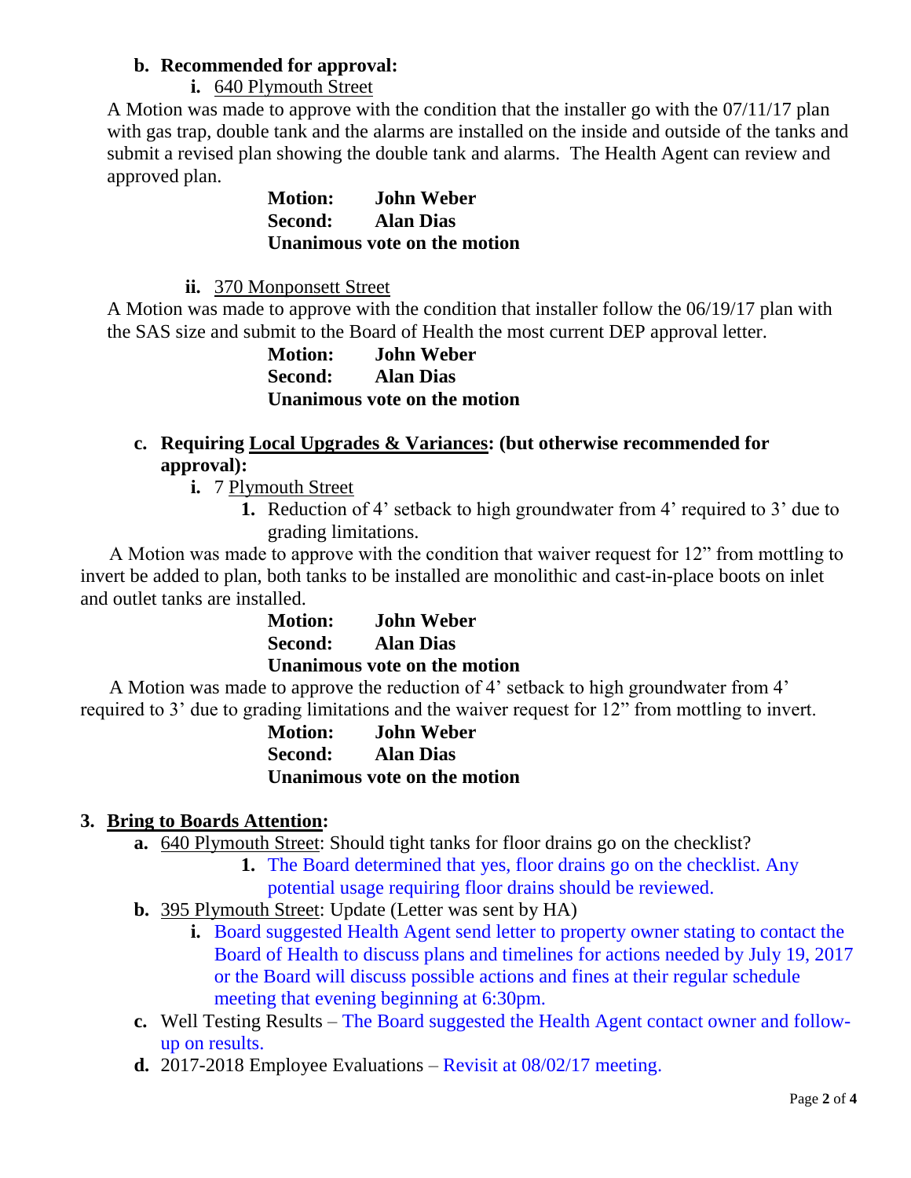**b. Recommended for approval:**

**i.** 640 Plymouth Street

A Motion was made to approve with the condition that the installer go with the 07/11/17 plan with gas trap, double tank and the alarms are installed on the inside and outside of the tanks and submit a revised plan showing the double tank and alarms. The Health Agent can review and approved plan.

**Motion: John Weber**
**Second: Alan Dias**
**Unanimous vote on the motion**

**ii.** 370 Monponsett Street

A Motion was made to approve with the condition that installer follow the 06/19/17 plan with the SAS size and submit to the Board of Health the most current DEP approval letter.

**Motion: John Weber**
**Second: Alan Dias**
**Unanimous vote on the motion**

**c. Requiring Local Upgrades & Variances: (but otherwise recommended for approval):**

**i.** 7 Plymouth Street

1. Reduction of 4' setback to high groundwater from 4' required to 3' due to grading limitations.

A Motion was made to approve with the condition that waiver request for 12" from mottling to invert be added to plan, both tanks to be installed are monolithic and cast-in-place boots on inlet and outlet tanks are installed.

**Motion: John Weber**
**Second: Alan Dias**
**Unanimous vote on the motion**

A Motion was made to approve the reduction of 4' setback to high groundwater from 4' required to 3' due to grading limitations and the waiver request for 12" from mottling to invert.

**Motion: John Weber**
**Second: Alan Dias**
**Unanimous vote on the motion**

**3. Bring to Boards Attention:**

a. 640 Plymouth Street: Should tight tanks for floor drains go on the checklist?
   1. The Board determined that yes, floor drains go on the checklist. Any potential usage requiring floor drains should be reviewed.

b. 395 Plymouth Street: Update (Letter was sent by HA)
   i. Board suggested Health Agent send letter to property owner stating to contact the Board of Health to discuss plans and timelines for actions needed by July 19, 2017 or the Board will discuss possible actions and fines at their regular schedule meeting that evening beginning at 6:30pm.

c. Well Testing Results – The Board suggested the Health Agent contact owner and follow-up on results.

d. 2017-2018 Employee Evaluations – Revisit at 08/02/17 meeting.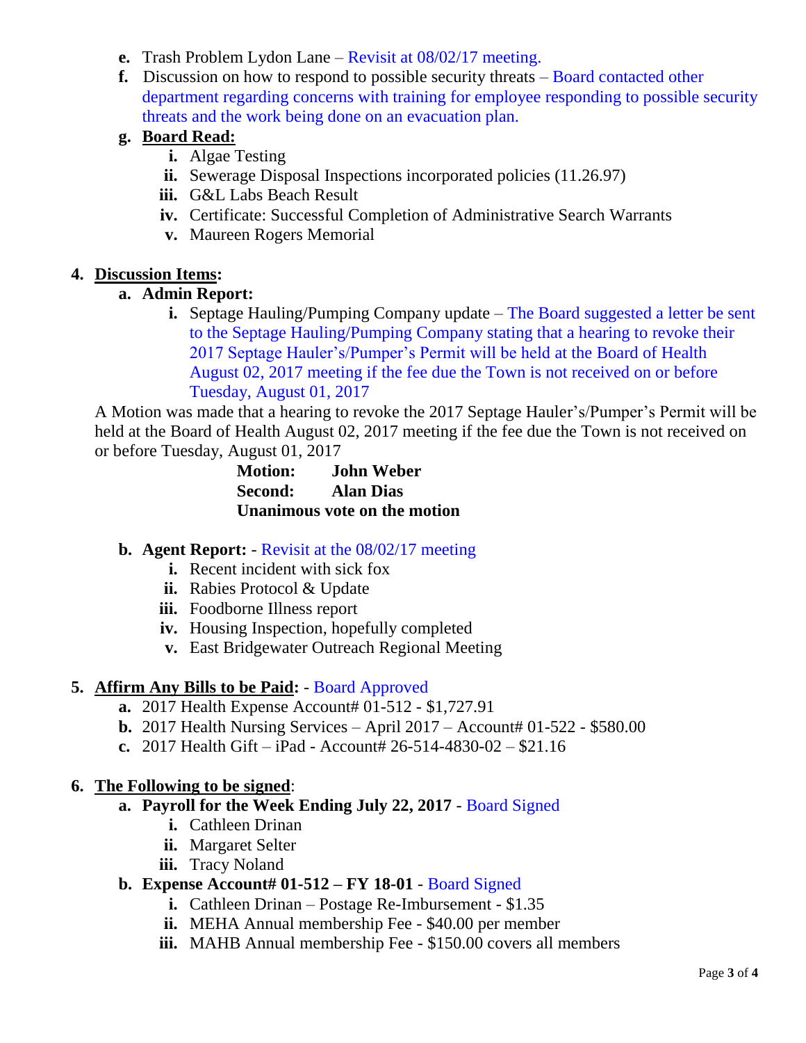e. Trash Problem Lydon Lane – Revisit at 08/02/17 meeting.

f. Discussion on how to respond to possible security threats – Board contacted other department regarding concerns with training for employee responding to possible security threats and the work being done on an evacuation plan.

g. **Board Read:**
   - i. Algae Testing
   - ii. Sewerage Disposal Inspections incorporated policies (11.26.97)
   - iii. G&L Labs Beach Result
   - iv. Certificate: Successful Completion of Administrative Search Warrants
   - v. Maureen Rogers Memorial

## 4. Discussion Items:

**a. Admin Report:**

i. Septage Hauling/Pumping Company update – The Board suggested a letter be sent to the Septage Hauling/Pumping Company stating that a hearing to revoke their 2017 Septage Hauler's/Pumper's Permit will be held at the Board of Health August 02, 2017 meeting if the fee due the Town is not received on or before Tuesday, August 01, 2017

A Motion was made that a hearing to revoke the 2017 Septage Hauler's/Pumper's Permit will be held at the Board of Health August 02, 2017 meeting if the fee due the Town is not received on or before Tuesday, August 01, 2017

**Motion: John Weber**
**Second: Alan Dias**
**Unanimous vote on the motion**

**b. Agent Report:** - Revisit at the 08/02/17 meeting
   - i. Recent incident with sick fox
   - ii. Rabies Protocol & Update
   - iii. Foodborne Illness report
   - iv. Housing Inspection, hopefully completed
   - v. East Bridgewater Outreach Regional Meeting

## 5. Affirm Any Bills to be Paid: - Board Approved

a. 2017 Health Expense Account# 01-512 - $1,727.91
b. 2017 Health Nursing Services – April 2017 – Account# 01-522 - $580.00
c. 2017 Health Gift – iPad - Account# 26-514-4830-02 – $21.16

## 6. The Following to be signed:

**a. Payroll for the Week Ending July 22, 2017** - Board Signed
   - i. Cathleen Drinan
   - ii. Margaret Selter
   - iii. Tracy Noland

**b. Expense Account# 01-512 – FY 18-01** - Board Signed
   - i. Cathleen Drinan – Postage Re-Imbursement - $1.35
   - ii. MEHA Annual membership Fee - $40.00 per member
   - iii. MAHB Annual membership Fee - $150.00 covers all members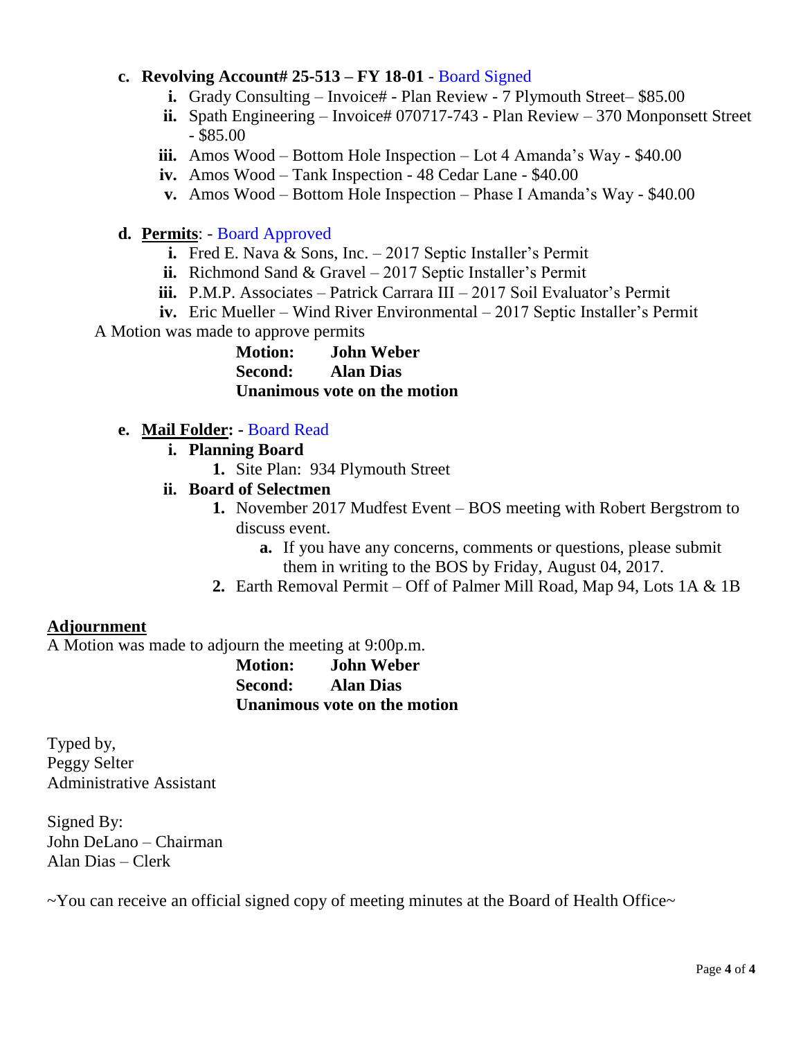c. **Revolving Account# 25-513 – FY 18-01** - Board Signed
   i. Grady Consulting – Invoice# - Plan Review - 7 Plymouth Street– $85.00
   ii. Spath Engineering – Invoice# 070717-743 - Plan Review – 370 Monponsett Street - $85.00
   iii. Amos Wood – Bottom Hole Inspection – Lot 4 Amanda's Way - $40.00
   iv. Amos Wood – Tank Inspection - 48 Cedar Lane - $40.00
   v. Amos Wood – Bottom Hole Inspection – Phase I Amanda's Way - $40.00

d. **Permits**: - Board Approved
   i. Fred E. Nava & Sons, Inc. – 2017 Septic Installer's Permit
   ii. Richmond Sand & Gravel – 2017 Septic Installer's Permit
   iii. P.M.P. Associates – Patrick Carrara III – 2017 Soil Evaluator's Permit
   iv. Eric Mueller – Wind River Environmental – 2017 Septic Installer's Permit

A Motion was made to approve permits

**Motion: John Weber**
**Second: Alan Dias**
**Unanimous vote on the motion**

e. **Mail Folder: -** Board Read
   i. **Planning Board**
      1. Site Plan: 934 Plymouth Street
   ii. **Board of Selectmen**
      1. November 2017 Mudfest Event – BOS meeting with Robert Bergstrom to discuss event.
         a. If you have any concerns, comments or questions, please submit them in writing to the BOS by Friday, August 04, 2017.
      2. Earth Removal Permit – Off of Palmer Mill Road, Map 94, Lots 1A & 1B

## Adjournment

A Motion was made to adjourn the meeting at 9:00p.m.

**Motion: John Weber**
**Second: Alan Dias**
**Unanimous vote on the motion**

Typed by,
Peggy Selter
Administrative Assistant

Signed By:
John DeLano – Chairman
Alan Dias – Clerk

~You can receive an official signed copy of meeting minutes at the Board of Health Office~